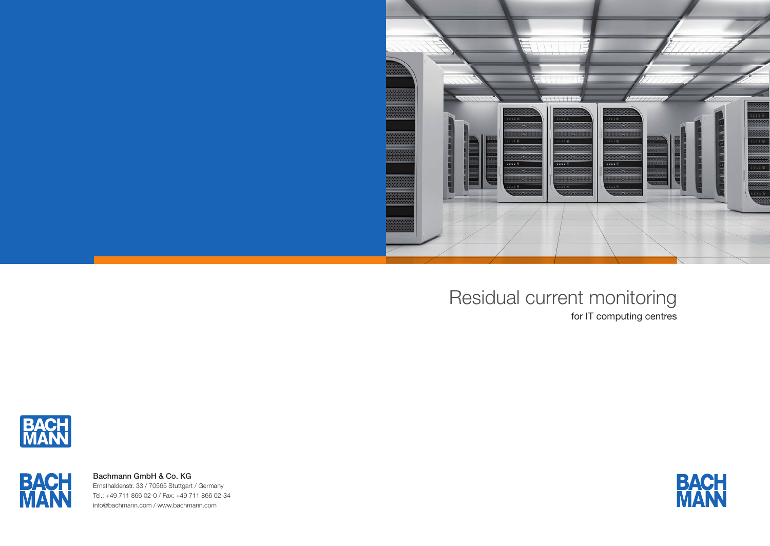# Residual current monitoring

for IT computing centres

BACH MANN

BACH MANN

**Bachmann GmbH & Co. KG**
Ernsthaldenstr. 33 / 70565 Stuttgart / Germany
Tel.: +49 711 866 02-0 / Fax: +49 711 866 02-34
info@bachmann.com / www.bachmann.com

BACH MANN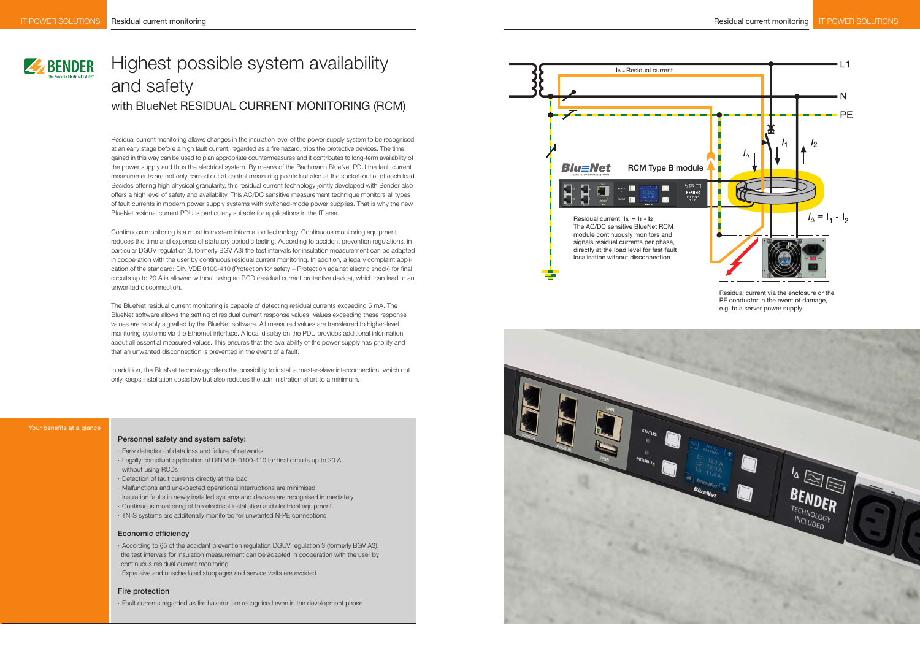# Highest possible system availability and safety

## with BlueNet RESIDUAL CURRENT MONITORING (RCM)

Residual current monitoring allows changes in the insulation level of the power supply system to be recognised at an early stage before a high fault current, regarded as a fire hazard, trips the protective devices. The time gained in this way can be used to plan appropriate countermeasures and it contributes to long-term availability of the power supply and thus the electrical system. By means of the Bachmann BlueNet PDU the fault current measurements are not only carried out at central measuring points but also at the socket-outlet of each load. Besides offering high physical granularity, this residual current technology jointly developed with Bender also offers a high level of safety and availability. This AC/DC sensitive measurement technique monitors all types of fault currents in modern power supply systems with switched-mode power supplies. That is why the new BlueNet residual current PDU is particularly suitable for applications in the IT area.

Continuous monitoring is a must in modern information technology. Continuous monitoring equipment reduces the time and expense of statutory periodic testing. According to accident prevention regulations, in particular DGUV regulation 3, formerly BGV A3) the test intervals for insulation measurement can be adapted in cooperation with the user by continuous residual current monitoring. In addition, a legally complaint application of the standard: DIN VDE 0100-410 (Protection for safety – Protection against electric shock) for final circuits up to 20 A is allowed without using an RCD (residual current protective device), which can lead to an unwanted disconnection.

The BlueNet residual current monitoring is capable of detecting residual currents exceeding 5 mA. The BlueNet software allows the setting of residual current response values. Values exceeding these response values are reliably signalled by the BlueNet software. All measured values are transferred to higher-level monitoring systems via the Ethernet interface. A local display on the PDU provides additional information about all essential measured values. This ensures that the availability of the power supply has priority and that an unwanted disconnection is prevented in the event of a fault.

In addition, the BlueNet technology offers the possibility to install a master-slave interconnection, which not only keeps installation costs low but also reduces the administration effort to a minimum.

Your benefits at a glance

### Personnel safety and system safety:

- Early detection of data loss and failure of networks
- Legally compliant application of DIN VDE 0100-410 for final circuits up to 20 A without using RCDs
- Detection of fault currents directly at the load
- Malfunctions and unexpected operational interruptions are minimised
- Insulation faults in newly installed systems and devices are recognised immediately
- Continuous monitoring of the electrical installation and electrical equipment
- TN-S systems are additonally monitored for unwanted N-PE connections

### Economic efficiency

- According to §5 of the accident prevention regulation DGUV regulation 3 (formerly BGV A3), the test intervals for insulation measurement can be adapted in cooperation with the user by continuous residual current monitoring.
- Expensive and unscheduled stoppages and service visits are avoided

### Fire protection

- Fault currents regarded as fire hazards are recognised even in the development phase

$I_\Delta$ = Residual current

L1

N

PE

$I_\Delta$

$I_1$

$I_2$

RCM Type B module

$I_\Delta = I_1 - I_2$

Residual current $I_\Delta = I_1 - I_2$
The AC/DC sensitive BlueNet RCM module continuously monitors and signals residual currents per phase, directly at the load level for fast fault localisation without disconnection

Residual current via the enclosure or the PE conductor in the event of damage, e.g. to a server power supply.